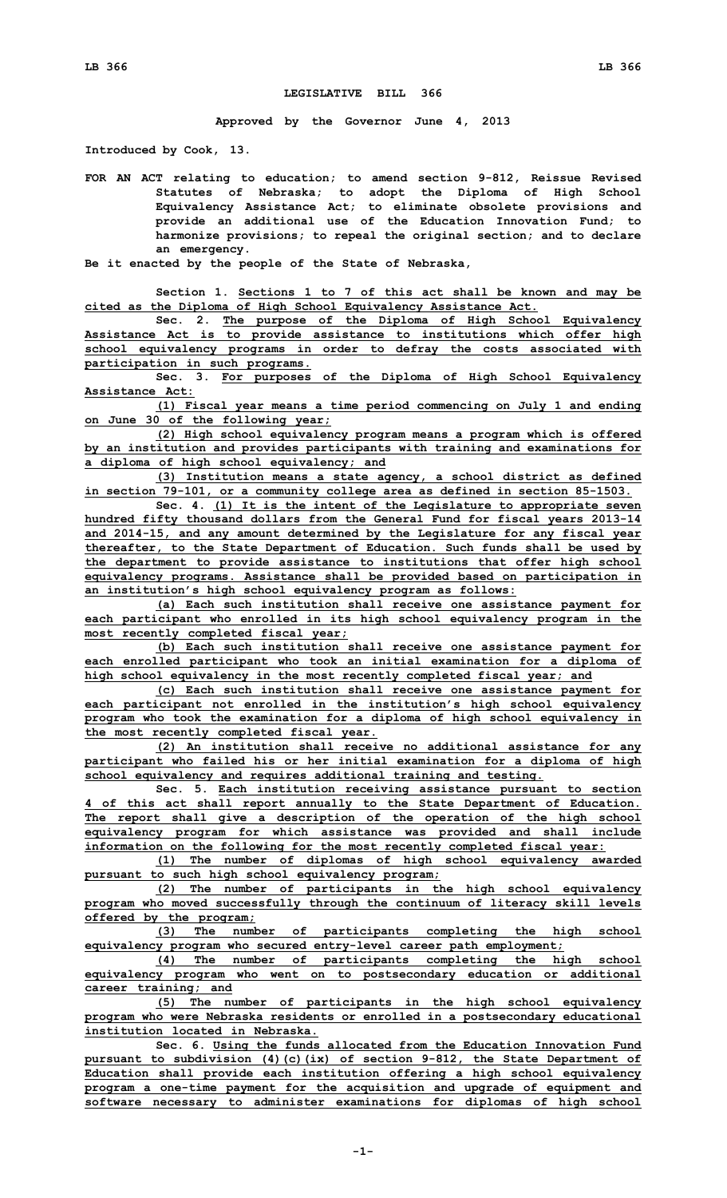# LEGISLATIVE BILL 366

**Approved by the Governor June 4, 2013**

**Introduced by Cook, 13.**

**FOR AN ACT relating to education; to amend section 9-812, Reissue Revised Statutes of Nebraska; to adopt the Diploma of High School Equivalency Assistance Act; to eliminate obsolete provisions and provide an additional use of the Education Innovation Fund; to harmonize provisions; to repeal the original section; and to declare an emergency.**

**Be it enacted by the people of the State of Nebraska,**

**Section 1.** Sections 1 to 7 of this act shall be known and may be cited as the Diploma of High School Equivalency Assistance Act.

**Sec. 2.** The purpose of the Diploma of High School Equivalency Assistance Act is to provide assistance to institutions which offer high school equivalency programs in order to defray the costs associated with participation in such programs.

**Sec. 3.** For purposes of the Diploma of High School Equivalency Assistance Act:

(1) Fiscal year means a time period commencing on July 1 and ending on June 30 of the following year;

(2) High school equivalency program means a program which is offered by an institution and provides participants with training and examinations for a diploma of high school equivalency; and

(3) Institution means a state agency, a school district as defined in section 79-101, or a community college area as defined in section 85-1503.

**Sec. 4.** (1) It is the intent of the Legislature to appropriate seven hundred fifty thousand dollars from the General Fund for fiscal years 2013-14 and 2014-15, and any amount determined by the Legislature for any fiscal year thereafter, to the State Department of Education. Such funds shall be used by the department to provide assistance to institutions that offer high school equivalency programs. Assistance shall be provided based on participation in an institution's high school equivalency program as follows:

(a) Each such institution shall receive one assistance payment for each participant who enrolled in its high school equivalency program in the most recently completed fiscal year;

(b) Each such institution shall receive one assistance payment for each enrolled participant who took an initial examination for a diploma of high school equivalency in the most recently completed fiscal year; and

(c) Each such institution shall receive one assistance payment for each participant not enrolled in the institution's high school equivalency program who took the examination for a diploma of high school equivalency in the most recently completed fiscal year.

(2) An institution shall receive no additional assistance for any participant who failed his or her initial examination for a diploma of high school equivalency and requires additional training and testing.

**Sec. 5.** Each institution receiving assistance pursuant to section 4 of this act shall report annually to the State Department of Education. The report shall give a description of the operation of the high school equivalency program for which assistance was provided and shall include information on the following for the most recently completed fiscal year:

(1) The number of diplomas of high school equivalency awarded pursuant to such high school equivalency program;

(2) The number of participants in the high school equivalency program who moved successfully through the continuum of literacy skill levels offered by the program;

(3) The number of participants completing the high school equivalency program who secured entry-level career path employment;

(4) The number of participants completing the high school equivalency program who went on to postsecondary education or additional career training; and

(5) The number of participants in the high school equivalency program who were Nebraska residents or enrolled in a postsecondary educational institution located in Nebraska.

**Sec. 6.** Using the funds allocated from the Education Innovation Fund pursuant to subdivision (4)(c)(ix) of section 9-812, the State Department of Education shall provide each institution offering a high school equivalency program a one-time payment for the acquisition and upgrade of equipment and software necessary to administer examinations for diplomas of high school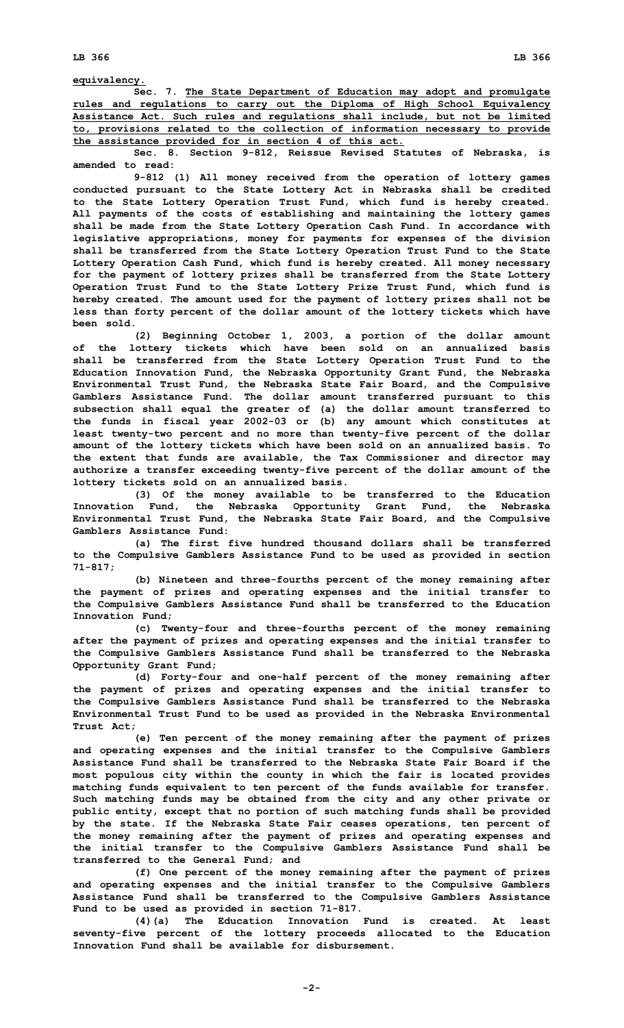equivalency.

Sec. 7. The State Department of Education may adopt and promulgate rules and regulations to carry out the Diploma of High School Equivalency Assistance Act. Such rules and regulations shall include, but not be limited to, provisions related to the collection of information necessary to provide the assistance provided for in section 4 of this act.

Sec. 8. Section 9-812, Reissue Revised Statutes of Nebraska, is amended to read:

9-812 (1) All money received from the operation of lottery games conducted pursuant to the State Lottery Act in Nebraska shall be credited to the State Lottery Operation Trust Fund, which fund is hereby created. All payments of the costs of establishing and maintaining the lottery games shall be made from the State Lottery Operation Cash Fund. In accordance with legislative appropriations, money for payments for expenses of the division shall be transferred from the State Lottery Operation Trust Fund to the State Lottery Operation Cash Fund, which fund is hereby created. All money necessary for the payment of lottery prizes shall be transferred from the State Lottery Operation Trust Fund to the State Lottery Prize Trust Fund, which fund is hereby created. The amount used for the payment of lottery prizes shall not be less than forty percent of the dollar amount of the lottery tickets which have been sold.

(2) Beginning October 1, 2003, a portion of the dollar amount of the lottery tickets which have been sold on an annualized basis shall be transferred from the State Lottery Operation Trust Fund to the Education Innovation Fund, the Nebraska Opportunity Grant Fund, the Nebraska Environmental Trust Fund, the Nebraska State Fair Board, and the Compulsive Gamblers Assistance Fund. The dollar amount transferred pursuant to this subsection shall equal the greater of (a) the dollar amount transferred to the funds in fiscal year 2002-03 or (b) any amount which constitutes at least twenty-two percent and no more than twenty-five percent of the dollar amount of the lottery tickets which have been sold on an annualized basis. To the extent that funds are available, the Tax Commissioner and director may authorize a transfer exceeding twenty-five percent of the dollar amount of the lottery tickets sold on an annualized basis.

(3) Of the money available to be transferred to the Education Innovation Fund, the Nebraska Opportunity Grant Fund, the Nebraska Environmental Trust Fund, the Nebraska State Fair Board, and the Compulsive Gamblers Assistance Fund:

(a) The first five hundred thousand dollars shall be transferred to the Compulsive Gamblers Assistance Fund to be used as provided in section 71-817;

(b) Nineteen and three-fourths percent of the money remaining after the payment of prizes and operating expenses and the initial transfer to the Compulsive Gamblers Assistance Fund shall be transferred to the Education Innovation Fund;

(c) Twenty-four and three-fourths percent of the money remaining after the payment of prizes and operating expenses and the initial transfer to the Compulsive Gamblers Assistance Fund shall be transferred to the Nebraska Opportunity Grant Fund;

(d) Forty-four and one-half percent of the money remaining after the payment of prizes and operating expenses and the initial transfer to the Compulsive Gamblers Assistance Fund shall be transferred to the Nebraska Environmental Trust Fund to be used as provided in the Nebraska Environmental Trust Act;

(e) Ten percent of the money remaining after the payment of prizes and operating expenses and the initial transfer to the Compulsive Gamblers Assistance Fund shall be transferred to the Nebraska State Fair Board if the most populous city within the county in which the fair is located provides matching funds equivalent to ten percent of the funds available for transfer. Such matching funds may be obtained from the city and any other private or public entity, except that no portion of such matching funds shall be provided by the state. If the Nebraska State Fair ceases operations, ten percent of the money remaining after the payment of prizes and operating expenses and the initial transfer to the Compulsive Gamblers Assistance Fund shall be transferred to the General Fund; and

(f) One percent of the money remaining after the payment of prizes and operating expenses and the initial transfer to the Compulsive Gamblers Assistance Fund shall be transferred to the Compulsive Gamblers Assistance Fund to be used as provided in section 71-817.

(4)(a) The Education Innovation Fund is created. At least seventy-five percent of the lottery proceeds allocated to the Education Innovation Fund shall be available for disbursement.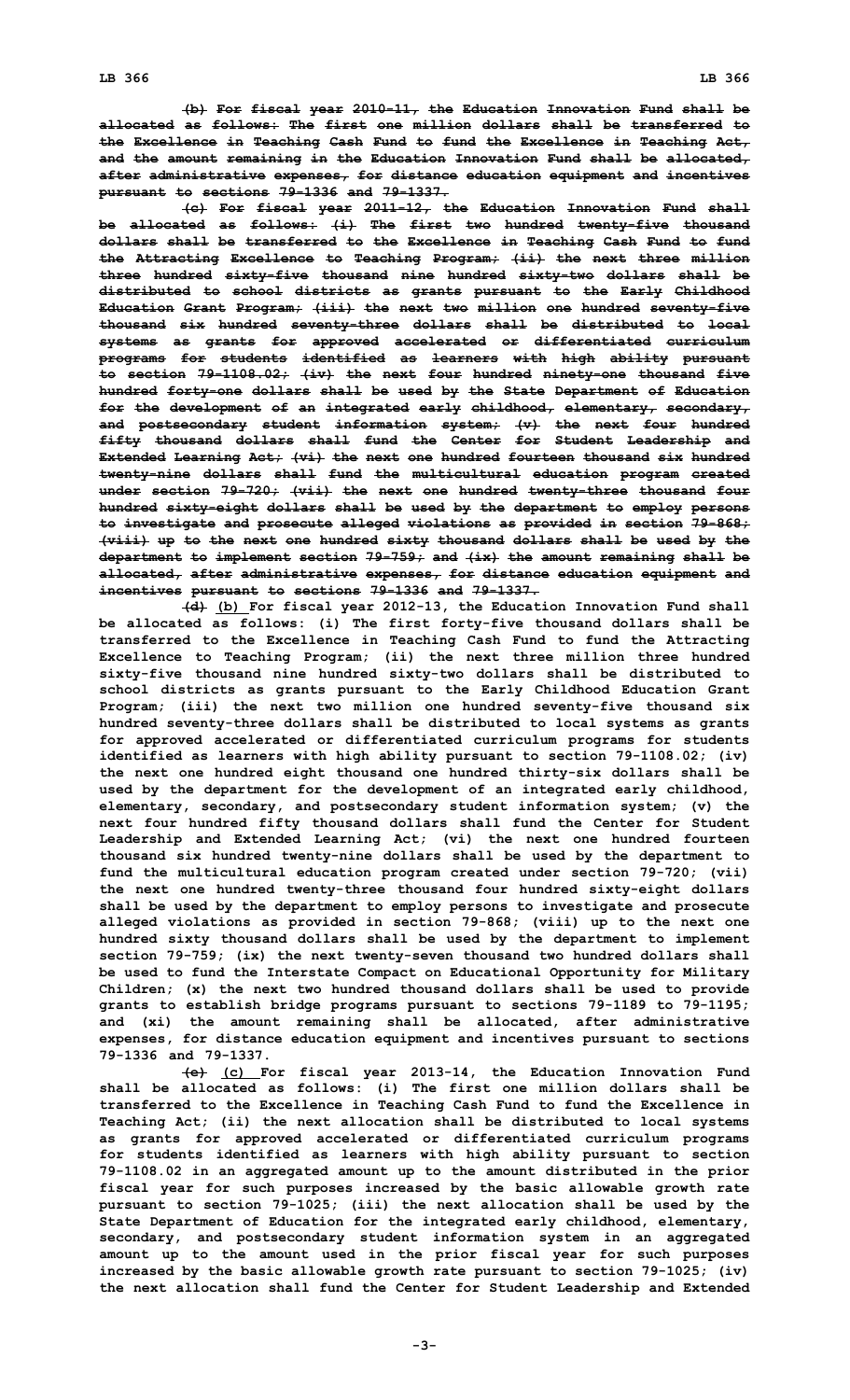~~(b) For fiscal year 2010-11, the Education Innovation Fund shall be allocated as follows: The first one million dollars shall be transferred to the Excellence in Teaching Cash Fund to fund the Excellence in Teaching Act, and the amount remaining in the Education Innovation Fund shall be allocated, after administrative expenses, for distance education equipment and incentives pursuant to sections 79-1336 and 79-1337.~~

~~(c) For fiscal year 2011-12, the Education Innovation Fund shall be allocated as follows: (i) The first two hundred twenty-five thousand dollars shall be transferred to the Excellence in Teaching Cash Fund to fund the Attracting Excellence to Teaching Program; (ii) the next three million three hundred sixty-five thousand nine hundred sixty-two dollars shall be distributed to school districts as grants pursuant to the Early Childhood Education Grant Program; (iii) the next two million one hundred seventy-five thousand six hundred seventy-three dollars shall be distributed to local systems as grants for approved accelerated or differentiated curriculum programs for students identified as learners with high ability pursuant to section 79-1108.02; (iv) the next four hundred ninety-one thousand five hundred forty-one dollars shall be used by the State Department of Education for the development of an integrated early childhood, elementary, secondary, and postsecondary student information system; (v) the next four hundred fifty thousand dollars shall fund the Center for Student Leadership and Extended Learning Act; (vi) the next one hundred fourteen thousand six hundred twenty-nine dollars shall fund the multicultural education program created under section 79-720; (vii) the next one hundred twenty-three thousand four hundred sixty-eight dollars shall be used by the department to employ persons to investigate and prosecute alleged violations as provided in section 79-868; (viii) up to the next one hundred sixty thousand dollars shall be used by the department to implement section 79-759; and (ix) the amount remaining shall be allocated, after administrative expenses, for distance education equipment and incentives pursuant to sections 79-1336 and 79-1337.~~

~~(d)~~ (b) For fiscal year 2012-13, the Education Innovation Fund shall be allocated as follows: (i) The first forty-five thousand dollars shall be transferred to the Excellence in Teaching Cash Fund to fund the Attracting Excellence to Teaching Program; (ii) the next three million three hundred sixty-five thousand nine hundred sixty-two dollars shall be distributed to school districts as grants pursuant to the Early Childhood Education Grant Program; (iii) the next two million one hundred seventy-five thousand six hundred seventy-three dollars shall be distributed to local systems as grants for approved accelerated or differentiated curriculum programs for students identified as learners with high ability pursuant to section 79-1108.02; (iv) the next one hundred eight thousand one hundred thirty-six dollars shall be used by the department for the development of an integrated early childhood, elementary, secondary, and postsecondary student information system; (v) the next four hundred fifty thousand dollars shall fund the Center for Student Leadership and Extended Learning Act; (vi) the next one hundred fourteen thousand six hundred twenty-nine dollars shall be used by the department to fund the multicultural education program created under section 79-720; (vii) the next one hundred twenty-three thousand four hundred sixty-eight dollars shall be used by the department to employ persons to investigate and prosecute alleged violations as provided in section 79-868; (viii) up to the next one hundred sixty thousand dollars shall be used by the department to implement section 79-759; (ix) the next twenty-seven thousand two hundred dollars shall be used to fund the Interstate Compact on Educational Opportunity for Military Children; (x) the next two hundred thousand dollars shall be used to provide grants to establish bridge programs pursuant to sections 79-1189 to 79-1195; and (xi) the amount remaining shall be allocated, after administrative expenses, for distance education equipment and incentives pursuant to sections 79-1336 and 79-1337.

~~(e)~~ (c) For fiscal year 2013-14, the Education Innovation Fund shall be allocated as follows: (i) The first one million dollars shall be transferred to the Excellence in Teaching Cash Fund to fund the Excellence in Teaching Act; (ii) the next allocation shall be distributed to local systems as grants for approved accelerated or differentiated curriculum programs for students identified as learners with high ability pursuant to section 79-1108.02 in an aggregated amount up to the amount distributed in the prior fiscal year for such purposes increased by the basic allowable growth rate pursuant to section 79-1025; (iii) the next allocation shall be used by the State Department of Education for the integrated early childhood, elementary, secondary, and postsecondary student information system in an aggregated amount up to the amount used in the prior fiscal year for such purposes increased by the basic allowable growth rate pursuant to section 79-1025; (iv) the next allocation shall fund the Center for Student Leadership and Extended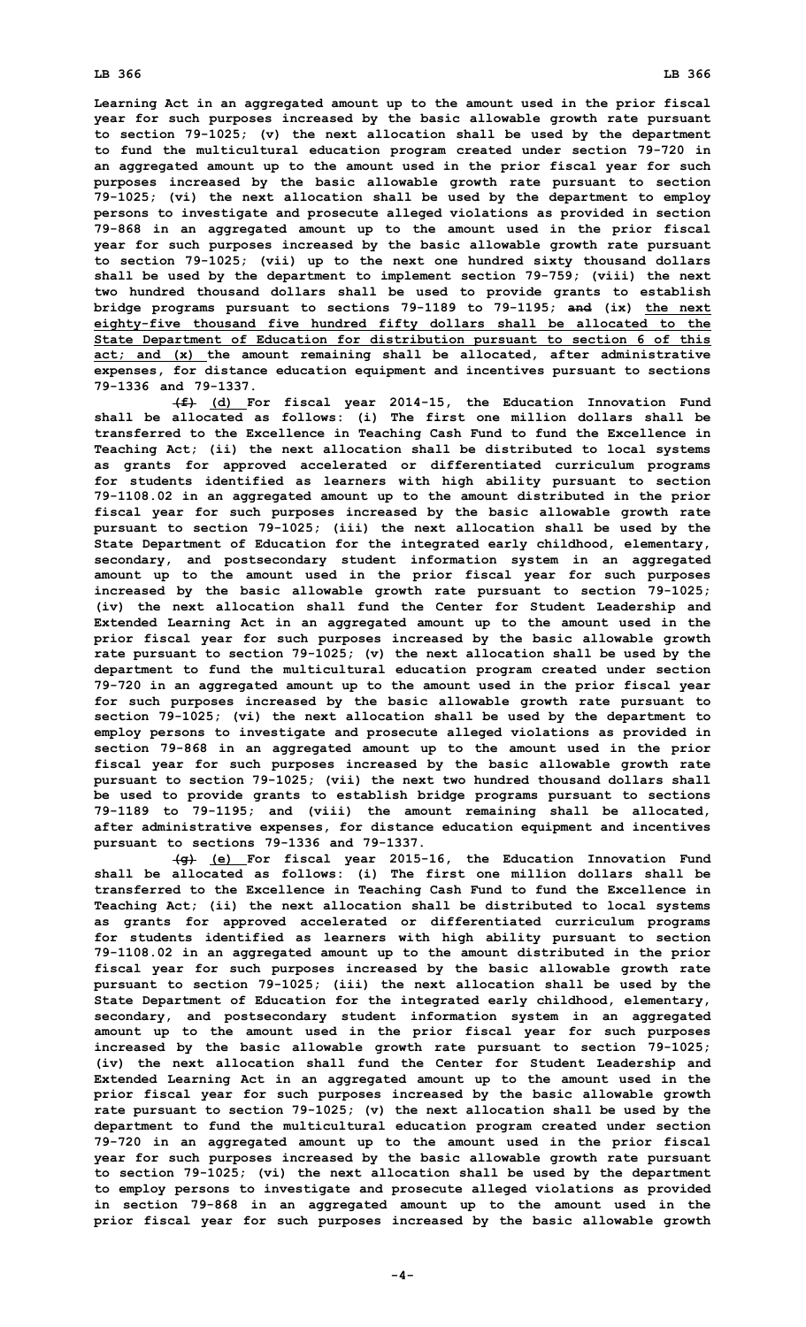**Learning Act in an aggregated amount up to the amount used in the prior fiscal year for such purposes increased by the basic allowable growth rate pursuant to section 79-1025; (v) the next allocation shall be used by the department to fund the multicultural education program created under section 79-720 in an aggregated amount up to the amount used in the prior fiscal year for such purposes increased by the basic allowable growth rate pursuant to section 79-1025; (vi) the next allocation shall be used by the department to employ persons to investigate and prosecute alleged violations as provided in section 79-868 in an aggregated amount up to the amount used in the prior fiscal year for such purposes increased by the basic allowable growth rate pursuant to section 79-1025; (vii) up to the next one hundred sixty thousand dollars shall be used by the department to implement section 79-759; (viii) the next two hundred thousand dollars shall be used to provide grants to establish bridge programs pursuant to sections 79-1189 to 79-1195; ~~and~~ (ix) <u>the next eighty-five thousand five hundred fifty dollars shall be allocated to the State Department of Education for distribution pursuant to section 6 of this act; and (x)</u> the amount remaining shall be allocated, after administrative expenses, for distance education equipment and incentives pursuant to sections 79-1336 and 79-1337.**

**~~(f)~~ <u>(d)</u> For fiscal year 2014-15, the Education Innovation Fund shall be allocated as follows: (i) The first one million dollars shall be transferred to the Excellence in Teaching Cash Fund to fund the Excellence in Teaching Act; (ii) the next allocation shall be distributed to local systems as grants for approved accelerated or differentiated curriculum programs for students identified as learners with high ability pursuant to section 79-1108.02 in an aggregated amount up to the amount distributed in the prior fiscal year for such purposes increased by the basic allowable growth rate pursuant to section 79-1025; (iii) the next allocation shall be used by the State Department of Education for the integrated early childhood, elementary, secondary, and postsecondary student information system in an aggregated amount up to the amount used in the prior fiscal year for such purposes increased by the basic allowable growth rate pursuant to section 79-1025; (iv) the next allocation shall fund the Center for Student Leadership and Extended Learning Act in an aggregated amount up to the amount used in the prior fiscal year for such purposes increased by the basic allowable growth rate pursuant to section 79-1025; (v) the next allocation shall be used by the department to fund the multicultural education program created under section 79-720 in an aggregated amount up to the amount used in the prior fiscal year for such purposes increased by the basic allowable growth rate pursuant to section 79-1025; (vi) the next allocation shall be used by the department to employ persons to investigate and prosecute alleged violations as provided in section 79-868 in an aggregated amount up to the amount used in the prior fiscal year for such purposes increased by the basic allowable growth rate pursuant to section 79-1025; (vii) the next two hundred thousand dollars shall be used to provide grants to establish bridge programs pursuant to sections 79-1189 to 79-1195; and (viii) the amount remaining shall be allocated, after administrative expenses, for distance education equipment and incentives pursuant to sections 79-1336 and 79-1337.**

**~~(g)~~ <u>(e)</u> For fiscal year 2015-16, the Education Innovation Fund shall be allocated as follows: (i) The first one million dollars shall be transferred to the Excellence in Teaching Cash Fund to fund the Excellence in Teaching Act; (ii) the next allocation shall be distributed to local systems as grants for approved accelerated or differentiated curriculum programs for students identified as learners with high ability pursuant to section 79-1108.02 in an aggregated amount up to the amount distributed in the prior fiscal year for such purposes increased by the basic allowable growth rate pursuant to section 79-1025; (iii) the next allocation shall be used by the State Department of Education for the integrated early childhood, elementary, secondary, and postsecondary student information system in an aggregated amount up to the amount used in the prior fiscal year for such purposes increased by the basic allowable growth rate pursuant to section 79-1025; (iv) the next allocation shall fund the Center for Student Leadership and Extended Learning Act in an aggregated amount up to the amount used in the prior fiscal year for such purposes increased by the basic allowable growth rate pursuant to section 79-1025; (v) the next allocation shall be used by the department to fund the multicultural education program created under section 79-720 in an aggregated amount up to the amount used in the prior fiscal year for such purposes increased by the basic allowable growth rate pursuant to section 79-1025; (vi) the next allocation shall be used by the department to employ persons to investigate and prosecute alleged violations as provided in section 79-868 in an aggregated amount up to the amount used in the prior fiscal year for such purposes increased by the basic allowable growth**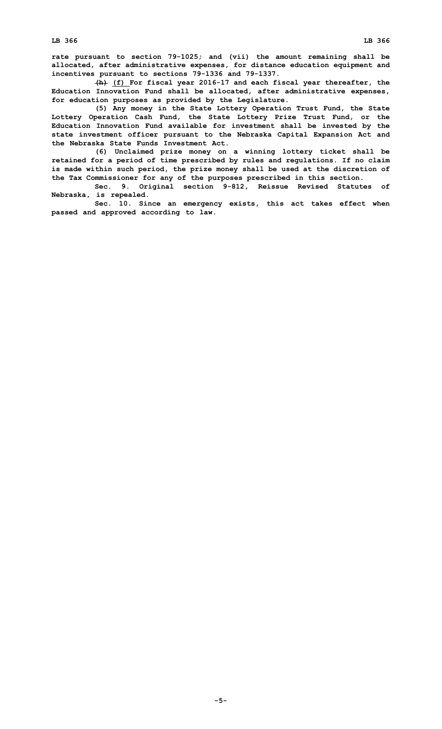rate pursuant to section 79-1025; and (vii) the amount remaining shall be allocated, after administrative expenses, for distance education equipment and incentives pursuant to sections 79-1336 and 79-1337.

~~(h)~~ (f) For fiscal year 2016-17 and each fiscal year thereafter, the Education Innovation Fund shall be allocated, after administrative expenses, for education purposes as provided by the Legislature.

(5) Any money in the State Lottery Operation Trust Fund, the State Lottery Operation Cash Fund, the State Lottery Prize Trust Fund, or the Education Innovation Fund available for investment shall be invested by the state investment officer pursuant to the Nebraska Capital Expansion Act and the Nebraska State Funds Investment Act.

(6) Unclaimed prize money on a winning lottery ticket shall be retained for a period of time prescribed by rules and regulations. If no claim is made within such period, the prize money shall be used at the discretion of the Tax Commissioner for any of the purposes prescribed in this section.

Sec. 9. Original section 9-812, Reissue Revised Statutes of Nebraska, is repealed.

Sec. 10. Since an emergency exists, this act takes effect when passed and approved according to law.